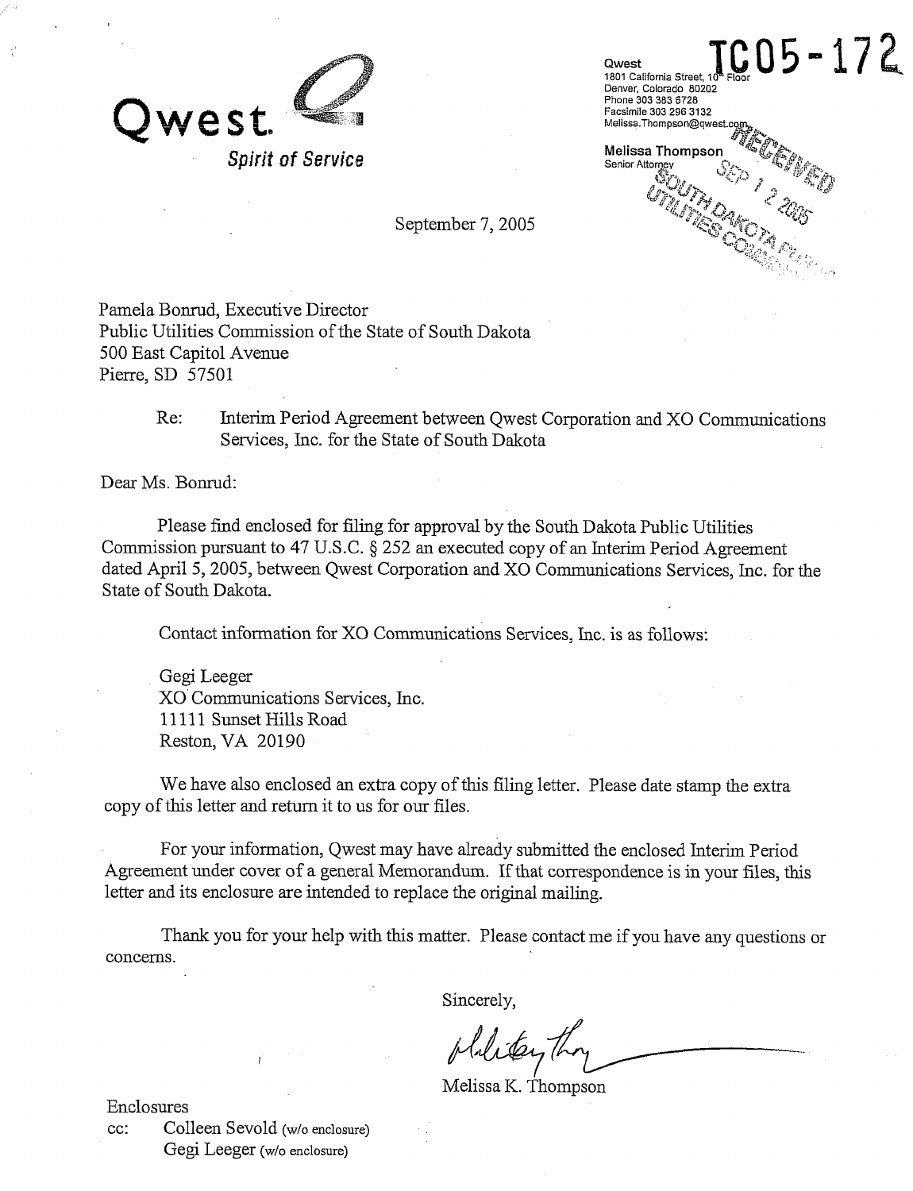Qwest.

*Spirit of Service*

TC05-172

Qwest
1801 California Street, 10th Floor
Denver, Colorado 80202
Phone 303 383 6728
Facsimile 303 296 3132
Melissa.Thompson@qwest.com

**Melissa Thompson**
Senior Attorney

RECEIVED
SEP 1 2 2005
SOUTH DAKOTA PUBLIC UTILITIES COMMISSION

September 7, 2005

Pamela Bonrud, Executive Director
Public Utilities Commission of the State of South Dakota
500 East Capitol Avenue
Pierre, SD 57501

Re: Interim Period Agreement between Qwest Corporation and XO Communications Services, Inc. for the State of South Dakota

Dear Ms. Bonrud:

Please find enclosed for filing for approval by the South Dakota Public Utilities Commission pursuant to 47 U.S.C. § 252 an executed copy of an Interim Period Agreement dated April 5, 2005, between Qwest Corporation and XO Communications Services, Inc. for the State of South Dakota.

Contact information for XO Communications Services, Inc. is as follows:

Gegi Leeger
XO Communications Services, Inc.
11111 Sunset Hills Road
Reston, VA 20190

We have also enclosed an extra copy of this filing letter. Please date stamp the extra copy of this letter and return it to us for our files.

For your information, Qwest may have already submitted the enclosed Interim Period Agreement under cover of a general Memorandum. If that correspondence is in your files, this letter and its enclosure are intended to replace the original mailing.

Thank you for your help with this matter. Please contact me if you have any questions or concerns.

Sincerely,

Melissa K. Thompson

Enclosures
cc: Colleen Sevold (w/o enclosure)
Gegi Leeger (w/o enclosure)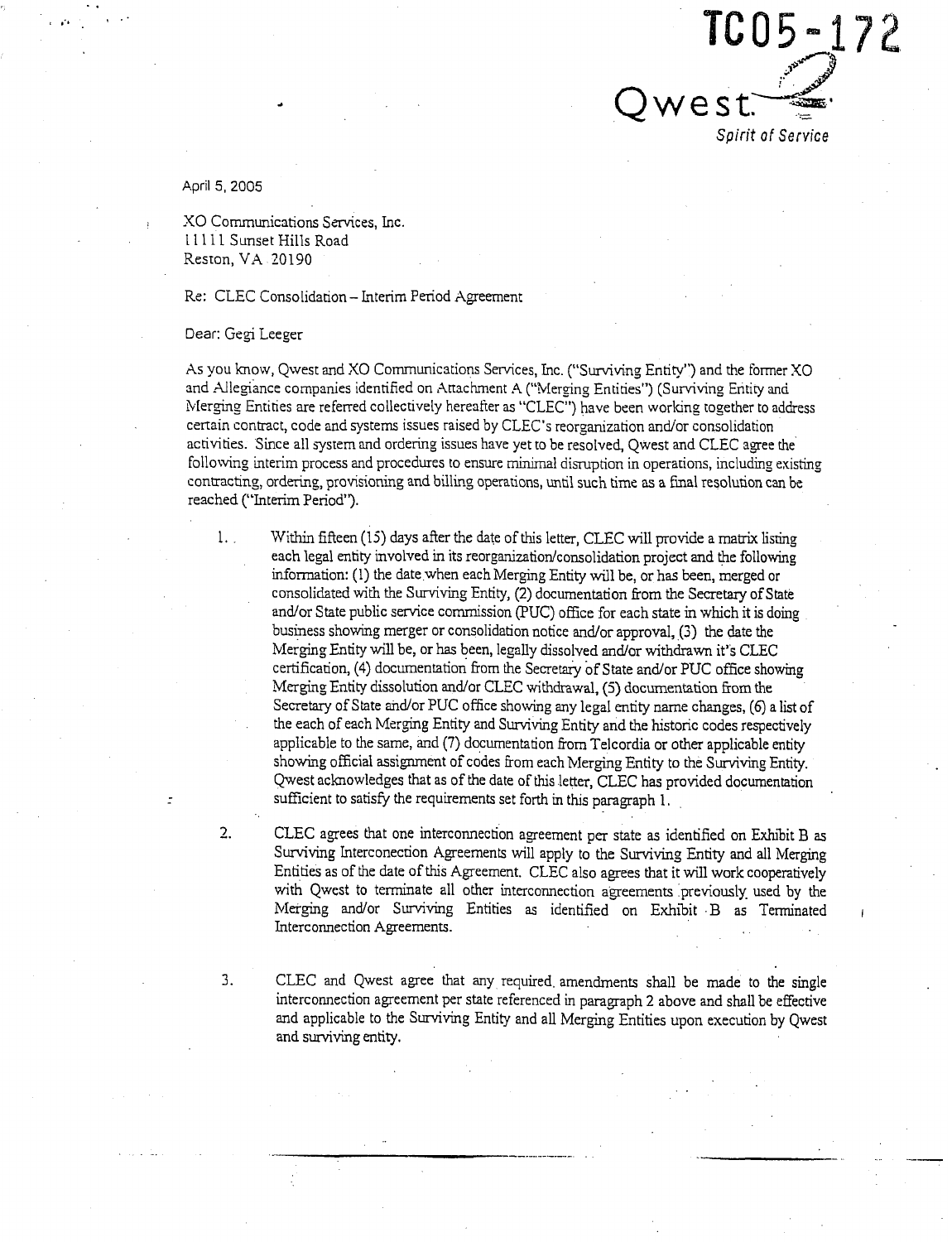TC05-172

Qwest.

*Spirit of Service*

April 5, 2005

XO Communications Services, Inc.
11111 Sunset Hills Road
Reston, VA 20190

Re: CLEC Consolidation – Interim Period Agreement

Dear: Gegi Leeger

As you know, Qwest and XO Communications Services, Inc. ("Surviving Entity") and the former XO and Allegiance companies identified on Attachment A ("Merging Entities") (Surviving Entity and Merging Entities are referred collectively hereafter as "CLEC") have been working together to address certain contract, code and systems issues raised by CLEC's reorganization and/or consolidation activities. Since all system and ordering issues have yet to be resolved, Qwest and CLEC agree the following interim process and procedures to ensure minimal disruption in operations, including existing contracting, ordering, provisioning and billing operations, until such time as a final resolution can be reached ("Interim Period").

1. Within fifteen (15) days after the date of this letter, CLEC will provide a matrix listing each legal entity involved in its reorganization/consolidation project and the following information: (1) the date when each Merging Entity will be, or has been, merged or consolidated with the Surviving Entity, (2) documentation from the Secretary of State and/or State public service commission (PUC) office for each state in which it is doing business showing merger or consolidation notice and/or approval, (3) the date the Merging Entity will be, or has been, legally dissolved and/or withdrawn it's CLEC certification, (4) documentation from the Secretary of State and/or PUC office showing Merging Entity dissolution and/or CLEC withdrawal, (5) documentation from the Secretary of State and/or PUC office showing any legal entity name changes, (6) a list of the each of each Merging Entity and Surviving Entity and the historic codes respectively applicable to the same, and (7) documentation from Telcordia or other applicable entity showing official assignment of codes from each Merging Entity to the Surviving Entity. Qwest acknowledges that as of the date of this letter, CLEC has provided documentation sufficient to satisfy the requirements set forth in this paragraph 1.

2. CLEC agrees that one interconnection agreement per state as identified on Exhibit B as Surviving Interconection Agreements will apply to the Surviving Entity and all Merging Entities as of the date of this Agreement. CLEC also agrees that it will work cooperatively with Qwest to terminate all other interconnection agreements previously used by the Merging and/or Surviving Entities as identified on Exhibit B as Terminated Interconnection Agreements.

3. CLEC and Qwest agree that any required amendments shall be made to the single interconnection agreement per state referenced in paragraph 2 above and shall be effective and applicable to the Surviving Entity and all Merging Entities upon execution by Qwest and surviving entity.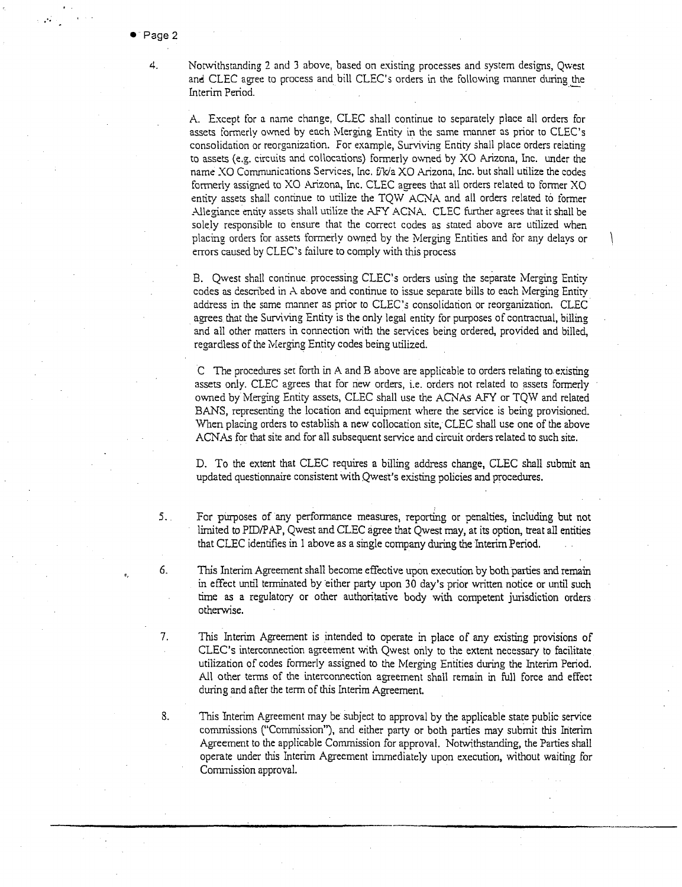4. Notwithstanding 2 and 3 above, based on existing processes and system designs, Qwest and CLEC agree to process and bill CLEC's orders in the following manner during the Interim Period.

   A. Except for a name change, CLEC shall continue to separately place all orders for assets formerly owned by each Merging Entity in the same manner as prior to CLEC's consolidation or reorganization. For example, Surviving Entity shall place orders relating to assets (e.g. circuits and collocations) formerly owned by XO Arizona, Inc. under the name XO Communications Services, Inc. f/k/a XO Arizona, Inc. but shall utilize the codes formerly assigned to XO Arizona, Inc. CLEC agrees that all orders related to former XO entity assets shall continue to utilize the TQW ACNA and all orders related to former Allegiance entity assets shall utilize the AFY ACNA. CLEC further agrees that it shall be solely responsible to ensure that the correct codes as stated above are utilized when placing orders for assets formerly owned by the Merging Entities and for any delays or errors caused by CLEC's failure to comply with this process

   B. Qwest shall continue processing CLEC's orders using the separate Merging Entity codes as described in A above and continue to issue separate bills to each Merging Entity address in the same manner as prior to CLEC's consolidation or reorganization. CLEC agrees that the Surviving Entity is the only legal entity for purposes of contractual, billing and all other matters in connection with the services being ordered, provided and billed, regardless of the Merging Entity codes being utilized.

   C The procedures set forth in A and B above are applicable to orders relating to existing assets only. CLEC agrees that for new orders, i.e. orders not related to assets formerly owned by Merging Entity assets, CLEC shall use the ACNAs AFY or TQW and related BANS, representing the location and equipment where the service is being provisioned. When placing orders to establish a new collocation site, CLEC shall use one of the above ACNAs for that site and for all subsequent service and circuit orders related to such site.

   D. To the extent that CLEC requires a billing address change, CLEC shall submit an updated questionnaire consistent with Qwest's existing policies and procedures.

5. For purposes of any performance measures, reporting or penalties, including but not limited to PID/PAP, Qwest and CLEC agree that Qwest may, at its option, treat all entities that CLEC identifies in 1 above as a single company during the Interim Period.

6. This Interim Agreement shall become effective upon execution by both parties and remain in effect until terminated by either party upon 30 day's prior written notice or until such time as a regulatory or other authoritative body with competent jurisdiction orders otherwise.

7. This Interim Agreement is intended to operate in place of any existing provisions of CLEC's interconnection agreement with Qwest only to the extent necessary to facilitate utilization of codes formerly assigned to the Merging Entities during the Interim Period. All other terms of the interconnection agreement shall remain in full force and effect during and after the term of this Interim Agreement.

8. This Interim Agreement may be subject to approval by the applicable state public service commissions ("Commission"), and either party or both parties may submit this Interim Agreement to the applicable Commission for approval. Notwithstanding, the Parties shall operate under this Interim Agreement immediately upon execution, without waiting for Commission approval.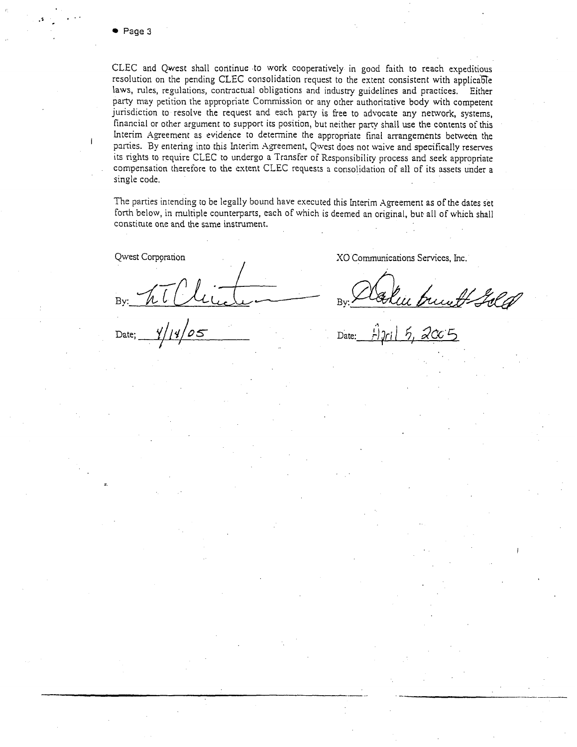CLEC and Qwest shall continue to work cooperatively in good faith to reach expeditious resolution on the pending CLEC consolidation request to the extent consistent with applicable laws, rules, regulations, contractual obligations and industry guidelines and practices. Either party may petition the appropriate Commission or any other authoritative body with competent jurisdiction to resolve the request and each party is free to advocate any network, systems, financial or other argument to support its position, but neither party shall use the contents of this Interim Agreement as evidence to determine the appropriate final arrangements between the parties. By entering into this Interim Agreement, Qwest does not waive and specifically reserves its rights to require CLEC to undergo a Transfer of Responsibility process and seek appropriate compensation therefore to the extent CLEC requests a consolidation of all of its assets under a single code.

The parties intending to be legally bound have executed this Interim Agreement as of the dates set forth below, in multiple counterparts, each of which is deemed an original, but all of which shall constitute one and the same instrument.

| Qwest Corporation | XO Communications Services, Inc. |
|---|---|
| By: *[signature]* | By: *[signature]* |
| Date: 4/14/05 | Date: April 5, 2005 |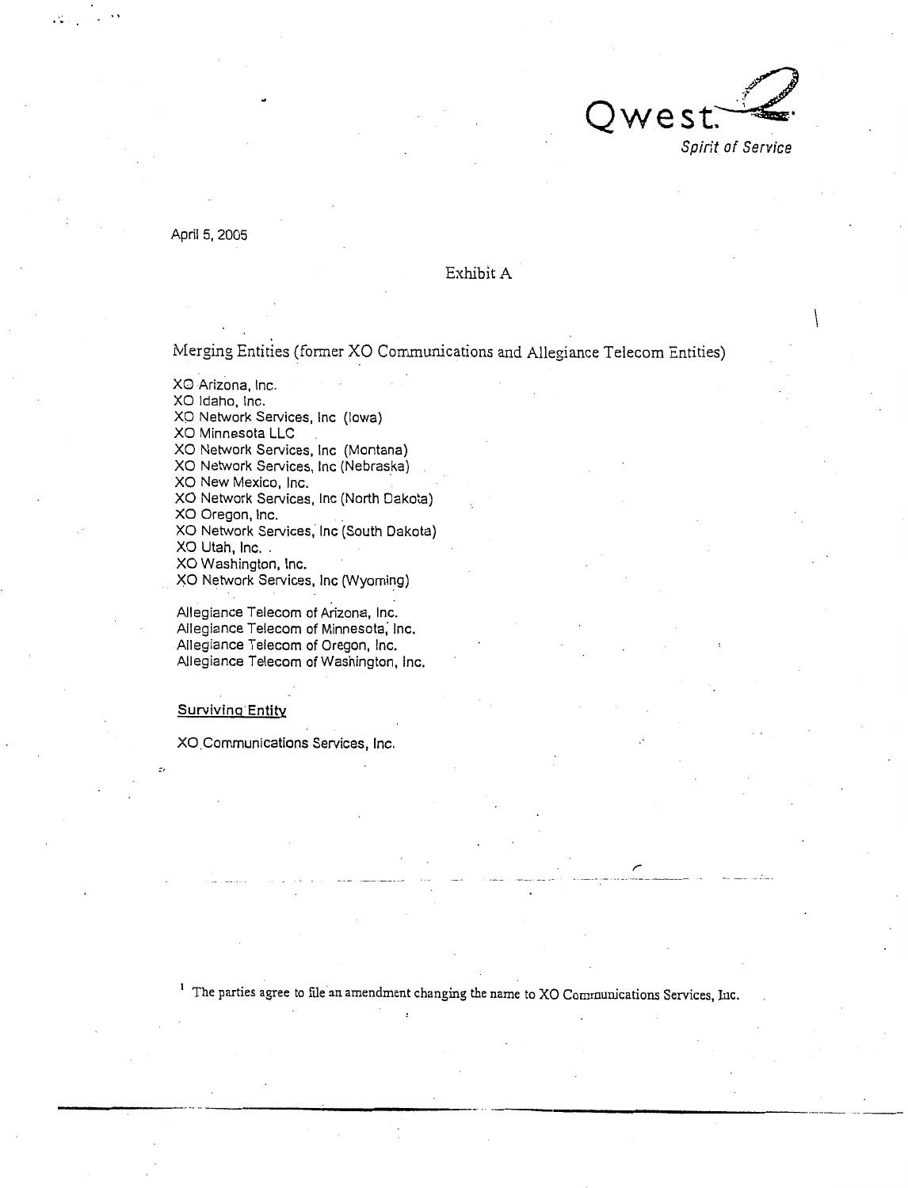Qwest.

*Spirit of Service*

April 5, 2005

# Exhibit A

## Merging Entities (former XO Communications and Allegiance Telecom Entities)

XO Arizona, Inc.
XO Idaho, Inc.
XO Network Services, Inc (Iowa)
XO Minnesota LLC
XO Network Services, Inc (Montana)
XO Network Services, Inc (Nebraska)
XO New Mexico, Inc.
XO Network Services, Inc (North Dakota)
XO Oregon, Inc.
XO Network Services, Inc (South Dakota)
XO Utah, Inc.
XO Washington, Inc.
XO Network Services, Inc (Wyoming)

Allegiance Telecom of Arizona, Inc.
Allegiance Telecom of Minnesota, Inc.
Allegiance Telecom of Oregon, Inc.
Allegiance Telecom of Washington, Inc.

**Surviving Entity**

XO Communications Services, Inc.

[1] The parties agree to file an amendment changing the name to XO Communications Services, Inc.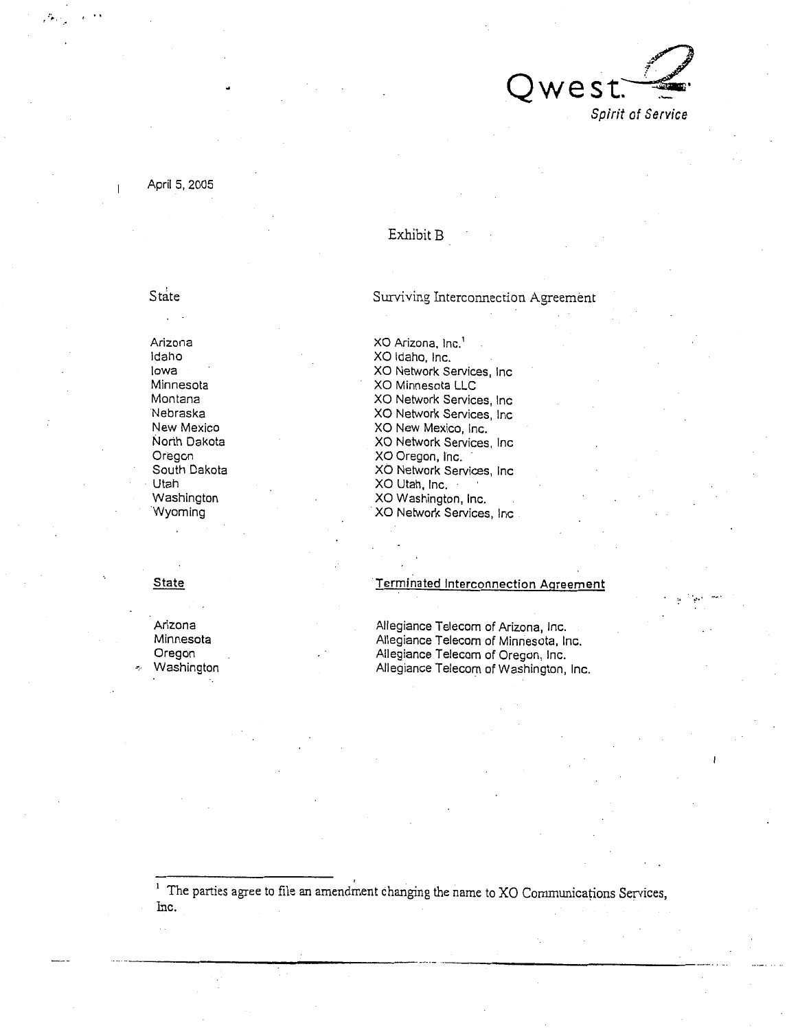Qwest.
*Spirit of Service*

April 5, 2005

## Exhibit B

| State | Surviving Interconnection Agreement |
| --- | --- |
| Arizona | XO Arizona, Inc.[1] |
| Idaho | XO Idaho, Inc. |
| Iowa | XO Network Services, Inc |
| Minnesota | XO Minnesota LLC |
| Montana | XO Network Services, Inc |
| Nebraska | XO Network Services, Inc |
| New Mexico | XO New Mexico, Inc. |
| North Dakota | XO Network Services, Inc |
| Oregon | XO Oregon, Inc. |
| South Dakota | XO Network Services, Inc |
| Utah | XO Utah, Inc. |
| Washington | XO Washington, Inc. |
| Wyoming | XO Network Services, Inc |

| **State** | **Terminated Interconnection Agreement** |
| --- | --- |
| Arizona | Allegiance Telecom of Arizona, Inc. |
| Minnesota | Allegiance Telecom of Minnesota, Inc. |
| Oregon | Allegiance Telecom of Oregon, Inc. |
| Washington | Allegiance Telecom of Washington, Inc. |

[1] The parties agree to file an amendment changing the name to XO Communications Services, Inc.